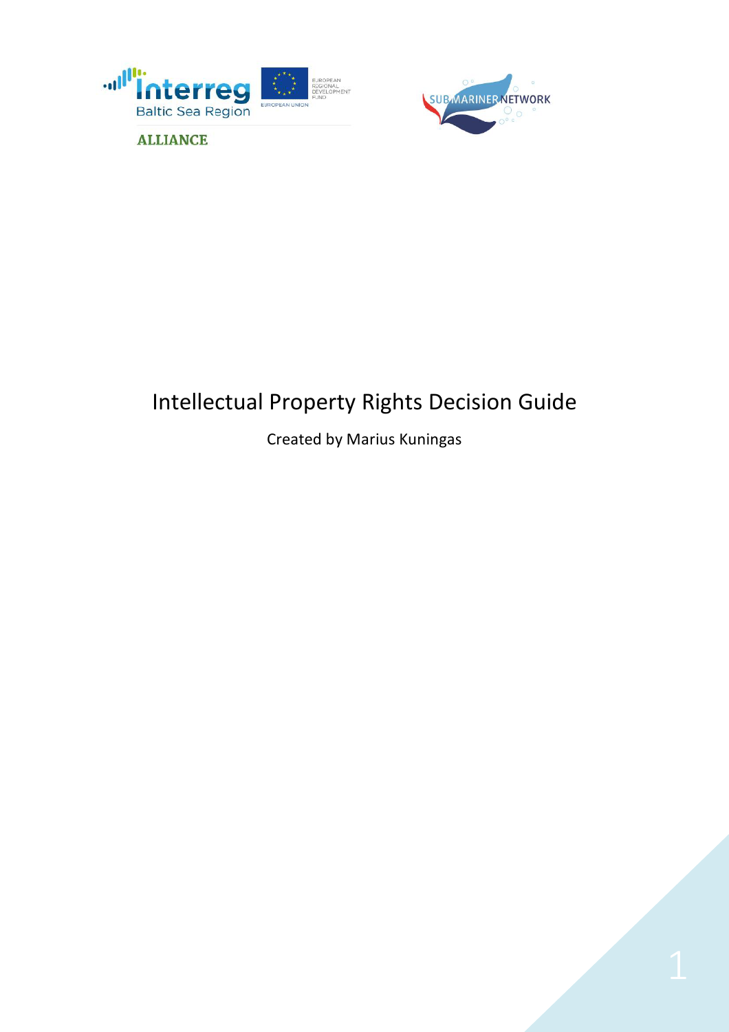# Intellectual Property Rights Decision Guide

Created by Marius Kuningas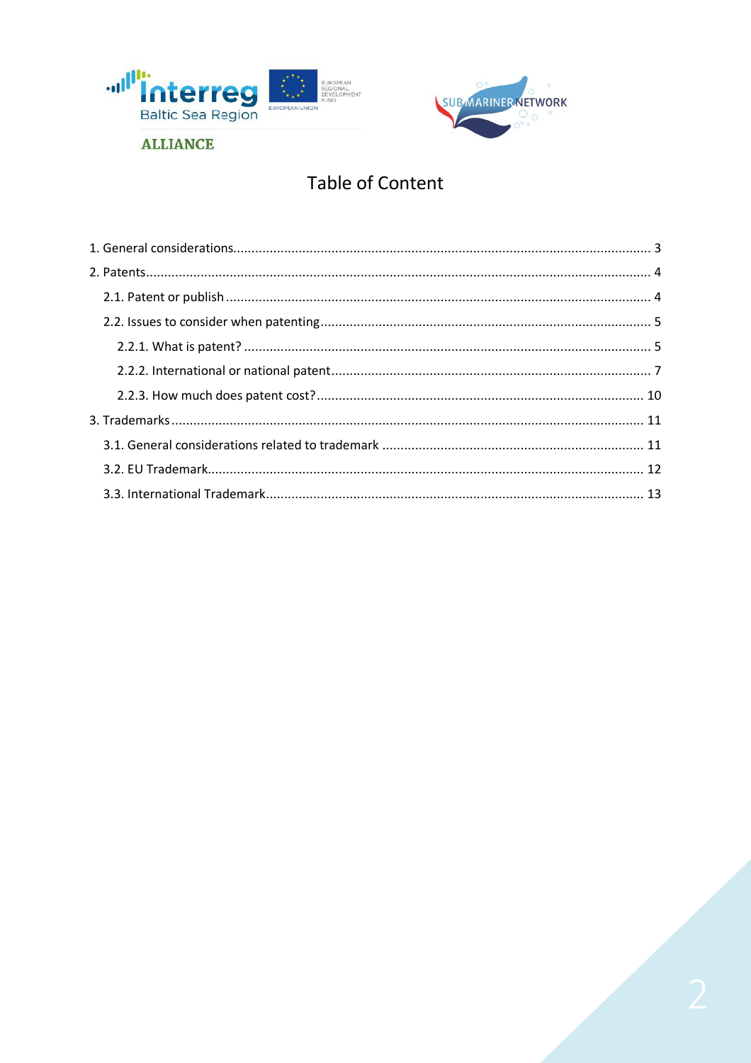# Table of Content

1. General considerations ........ 3
2. Patents ........ 4
   - 2.1. Patent or publish ........ 4
   - 2.2. Issues to consider when patenting ........ 5
     - 2.2.1. What is patent? ........ 5
     - 2.2.2. International or national patent ........ 7
     - 2.2.3. How much does patent cost? ........ 10
3. Trademarks ........ 11
   - 3.1. General considerations related to trademark ........ 11
   - 3.2. EU Trademark ........ 12
   - 3.3. International Trademark ........ 13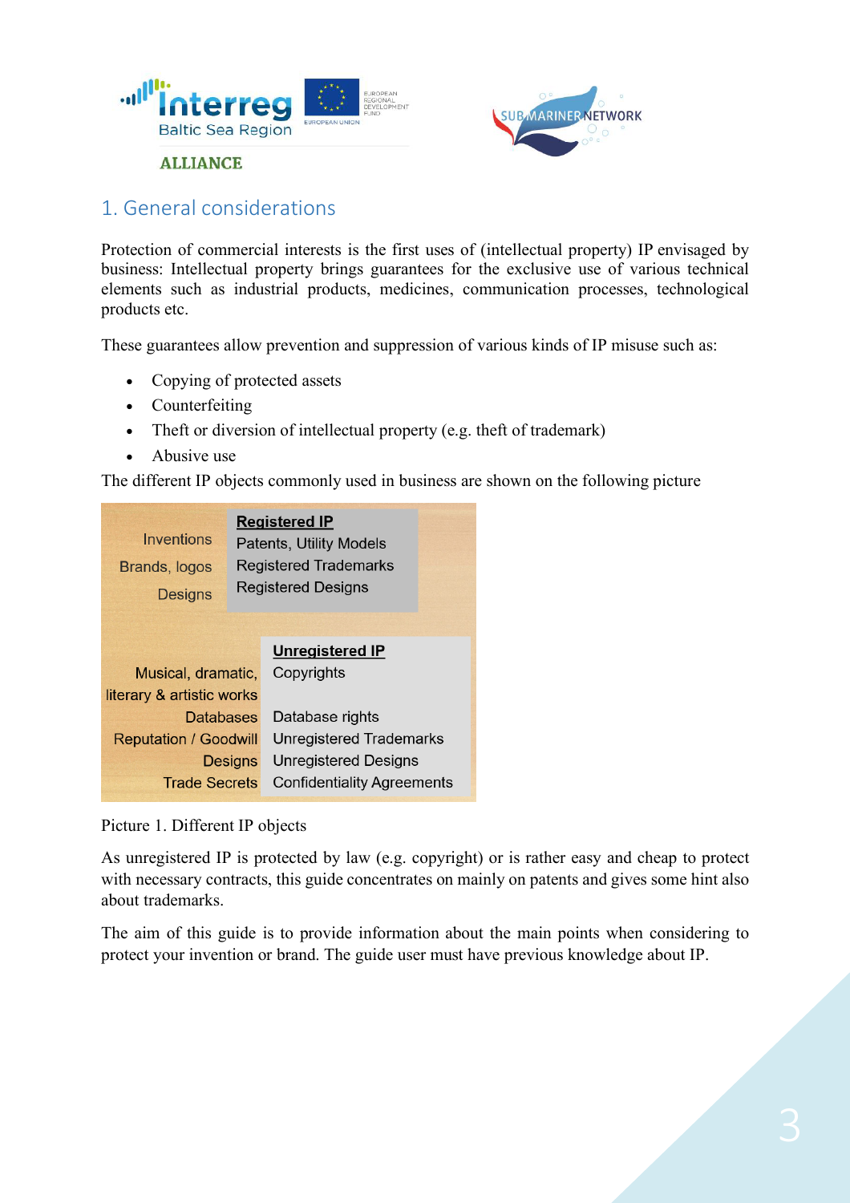## 1. General considerations

Protection of commercial interests is the first uses of (intellectual property) IP envisaged by business: Intellectual property brings guarantees for the exclusive use of various technical elements such as industrial products, medicines, communication processes, technological products etc.

These guarantees allow prevention and suppression of various kinds of IP misuse such as:

- Copying of protected assets
- Counterfeiting
- Theft or diversion of intellectual property (e.g. theft of trademark)
- Abusive use

The different IP objects commonly used in business are shown on the following picture

| | **Registered IP** |
|---|---|
| Inventions | Patents, Utility Models |
| Brands, logos | Registered Trademarks |
| Designs | Registered Designs |

| | **Unregistered IP** |
|---|---|
| Musical, dramatic, literary & artistic works | Copyrights |
| Databases | Database rights |
| Reputation / Goodwill | Unregistered Trademarks |
| Designs | Unregistered Designs |
| Trade Secrets | Confidentiality Agreements |

Picture 1. Different IP objects

As unregistered IP is protected by law (e.g. copyright) or is rather easy and cheap to protect with necessary contracts, this guide concentrates on mainly on patents and gives some hint also about trademarks.

The aim of this guide is to provide information about the main points when considering to protect your invention or brand. The guide user must have previous knowledge about IP.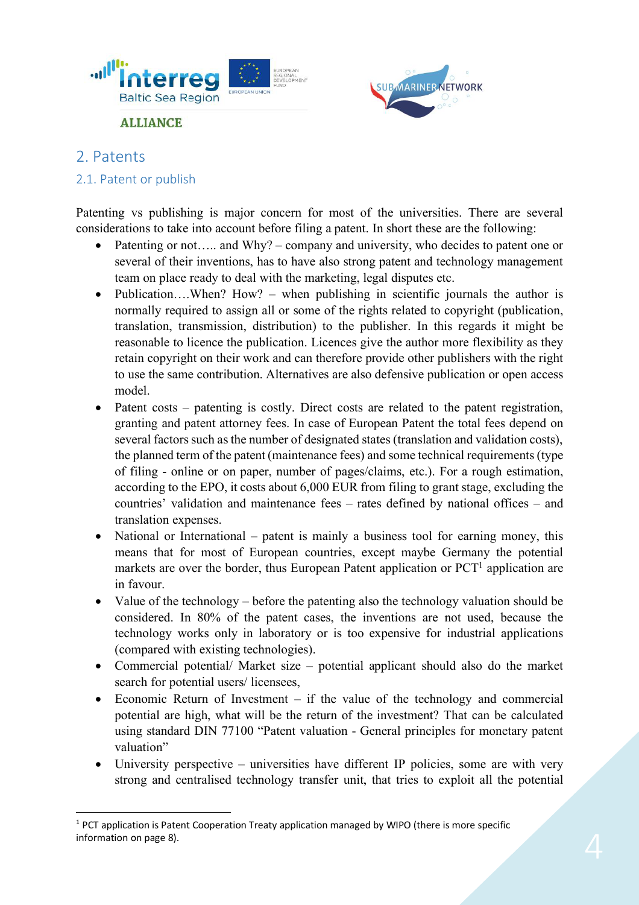## 2. Patents

### 2.1. Patent or publish

Patenting vs publishing is major concern for most of the universities. There are several considerations to take into account before filing a patent. In short these are the following:

- Patenting or not….. and Why? – company and university, who decides to patent one or several of their inventions, has to have also strong patent and technology management team on place ready to deal with the marketing, legal disputes etc.
- Publication….When? How? – when publishing in scientific journals the author is normally required to assign all or some of the rights related to copyright (publication, translation, transmission, distribution) to the publisher. In this regards it might be reasonable to licence the publication. Licences give the author more flexibility as they retain copyright on their work and can therefore provide other publishers with the right to use the same contribution. Alternatives are also defensive publication or open access model.
- Patent costs – patenting is costly. Direct costs are related to the patent registration, granting and patent attorney fees. In case of European Patent the total fees depend on several factors such as the number of designated states (translation and validation costs), the planned term of the patent (maintenance fees) and some technical requirements (type of filing - online or on paper, number of pages/claims, etc.). For a rough estimation, according to the EPO, it costs about 6,000 EUR from filing to grant stage, excluding the countries' validation and maintenance fees – rates defined by national offices – and translation expenses.
- National or International – patent is mainly a business tool for earning money, this means that for most of European countries, except maybe Germany the potential markets are over the border, thus European Patent application or PCT[1] application are in favour.
- Value of the technology – before the patenting also the technology valuation should be considered. In 80% of the patent cases, the inventions are not used, because the technology works only in laboratory or is too expensive for industrial applications (compared with existing technologies).
- Commercial potential/ Market size – potential applicant should also do the market search for potential users/ licensees,
- Economic Return of Investment – if the value of the technology and commercial potential are high, what will be the return of the investment? That can be calculated using standard DIN 77100 "Patent valuation - General principles for monetary patent valuation"
- University perspective – universities have different IP policies, some are with very strong and centralised technology transfer unit, that tries to exploit all the potential

[1] PCT application is Patent Cooperation Treaty application managed by WIPO (there is more specific information on page 8).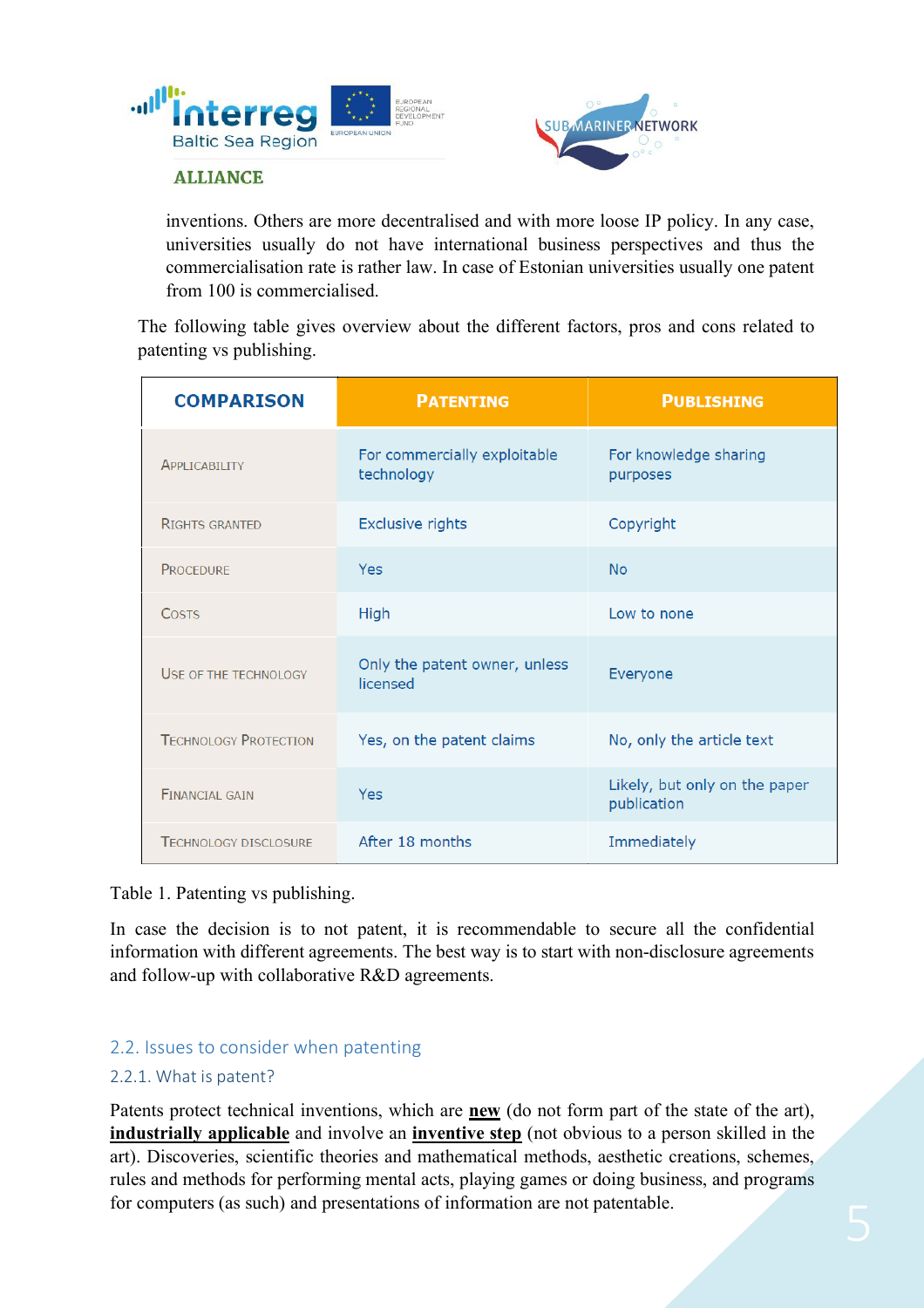inventions. Others are more decentralised and with more loose IP policy. In any case, universities usually do not have international business perspectives and thus the commercialisation rate is rather law. In case of Estonian universities usually one patent from 100 is commercialised.

The following table gives overview about the different factors, pros and cons related to patenting vs publishing.

| COMPARISON | PATENTING | PUBLISHING |
|---|---|---|
| APPLICABILITY | For commercially exploitable technology | For knowledge sharing purposes |
| RIGHTS GRANTED | Exclusive rights | Copyright |
| PROCEDURE | Yes | No |
| COSTS | High | Low to none |
| USE OF THE TECHNOLOGY | Only the patent owner, unless licensed | Everyone |
| TECHNOLOGY PROTECTION | Yes, on the patent claims | No, only the article text |
| FINANCIAL GAIN | Yes | Likely, but only on the paper publication |
| TECHNOLOGY DISCLOSURE | After 18 months | Immediately |

Table 1. Patenting vs publishing.

In case the decision is to not patent, it is recommendable to secure all the confidential information with different agreements. The best way is to start with non-disclosure agreements and follow-up with collaborative R&D agreements.

## 2.2. Issues to consider when patenting

### 2.2.1. What is patent?

Patents protect technical inventions, which are **new** (do not form part of the state of the art), **industrially applicable** and involve an **inventive step** (not obvious to a person skilled in the art). Discoveries, scientific theories and mathematical methods, aesthetic creations, schemes, rules and methods for performing mental acts, playing games or doing business, and programs for computers (as such) and presentations of information are not patentable.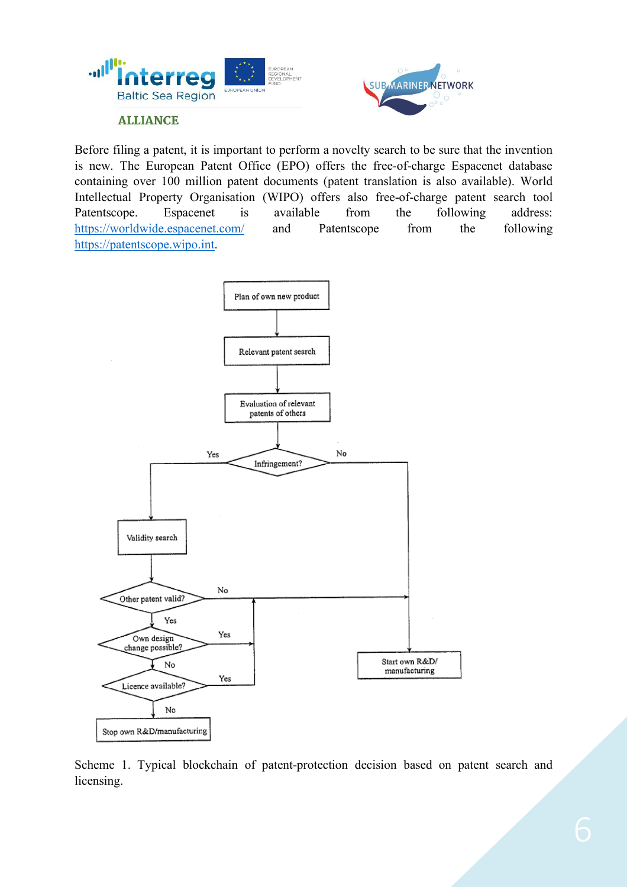Before filing a patent, it is important to perform a novelty search to be sure that the invention is new. The European Patent Office (EPO) offers the free-of-charge Espacenet database containing over 100 million patent documents (patent translation is also available). World Intellectual Property Organisation (WIPO) offers also free-of-charge patent search tool Patentscope. Espacenet is available from the following address: https://worldwide.espacenet.com/ and Patentscope from the following https://patentscope.wipo.int.

Scheme 1. Typical blockchain of patent-protection decision based on patent search and licensing.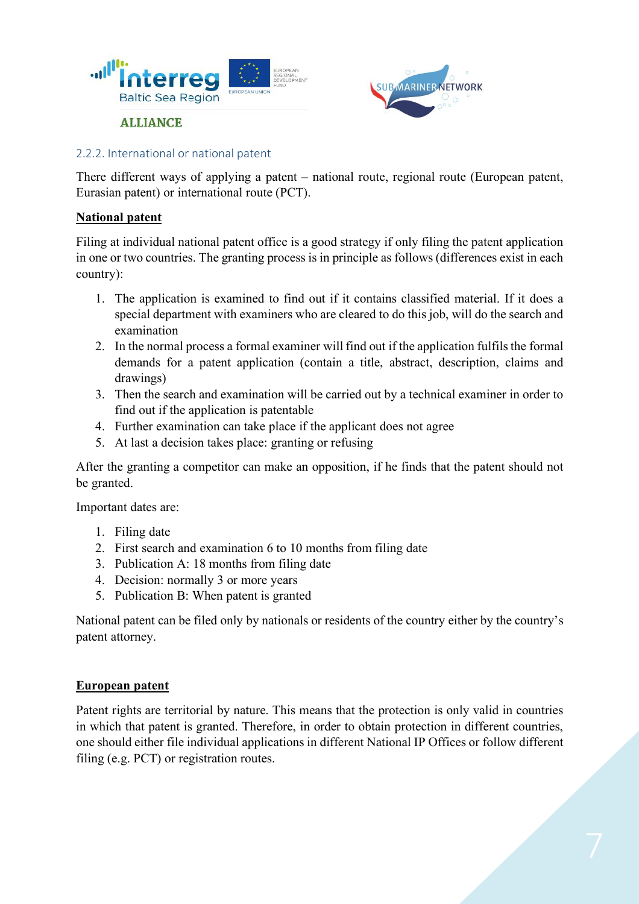### 2.2.2. International or national patent

There different ways of applying a patent – national route, regional route (European patent, Eurasian patent) or international route (PCT).

**National patent**

Filing at individual national patent office is a good strategy if only filing the patent application in one or two countries. The granting process is in principle as follows (differences exist in each country):

1. The application is examined to find out if it contains classified material. If it does a special department with examiners who are cleared to do this job, will do the search and examination
2. In the normal process a formal examiner will find out if the application fulfils the formal demands for a patent application (contain a title, abstract, description, claims and drawings)
3. Then the search and examination will be carried out by a technical examiner in order to find out if the application is patentable
4. Further examination can take place if the applicant does not agree
5. At last a decision takes place: granting or refusing

After the granting a competitor can make an opposition, if he finds that the patent should not be granted.

Important dates are:

1. Filing date
2. First search and examination 6 to 10 months from filing date
3. Publication A: 18 months from filing date
4. Decision: normally 3 or more years
5. Publication B: When patent is granted

National patent can be filed only by nationals or residents of the country either by the country's patent attorney.

**European patent**

Patent rights are territorial by nature. This means that the protection is only valid in countries in which that patent is granted. Therefore, in order to obtain protection in different countries, one should either file individual applications in different National IP Offices or follow different filing (e.g. PCT) or registration routes.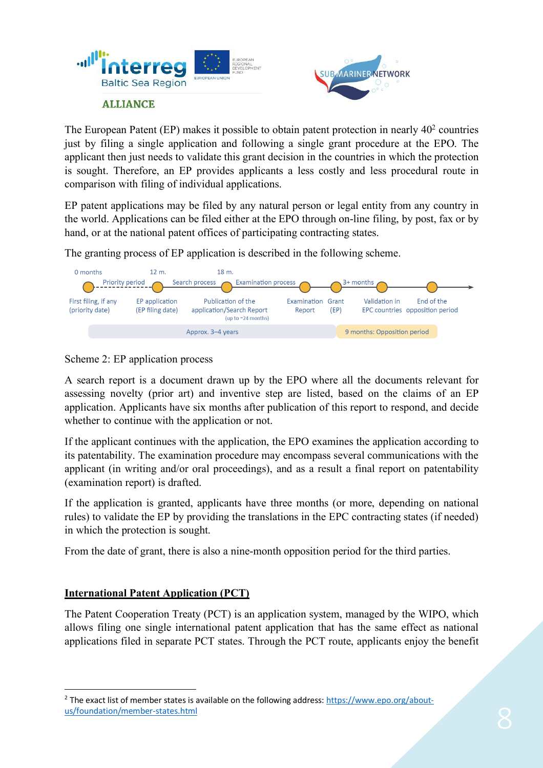The European Patent (EP) makes it possible to obtain patent protection in nearly 40[2] countries just by filing a single application and following a single grant procedure at the EPO. The applicant then just needs to validate this grant decision in the countries in which the protection is sought. Therefore, an EP provides applicants a less costly and less procedural route in comparison with filing of individual applications.

EP patent applications may be filed by any natural person or legal entity from any country in the world. Applications can be filed either at the EPO through on-line filing, by post, fax or by hand, or at the national patent offices of participating contracting states.

The granting process of EP application is described in the following scheme.

0 months — Priority period — 12 m. — Search process — 18 m. — Examination process — 3+ months

First filing, if any (priority date) | EP application (EP filing date) | Publication of the application/Search Report (up to ~24 months) | Examination Report | Grant (EP) | Validation in EPC countries | End of the opposition period

Approx. 3–4 years | 9 months: Opposition period

Scheme 2: EP application process

A search report is a document drawn up by the EPO where all the documents relevant for assessing novelty (prior art) and inventive step are listed, based on the claims of an EP application. Applicants have six months after publication of this report to respond, and decide whether to continue with the application or not.

If the applicant continues with the application, the EPO examines the application according to its patentability. The examination procedure may encompass several communications with the applicant (in writing and/or oral proceedings), and as a result a final report on patentability (examination report) is drafted.

If the application is granted, applicants have three months (or more, depending on national rules) to validate the EP by providing the translations in the EPC contracting states (if needed) in which the protection is sought.

From the date of grant, there is also a nine-month opposition period for the third parties.

## International Patent Application (PCT)

The Patent Cooperation Treaty (PCT) is an application system, managed by the WIPO, which allows filing one single international patent application that has the same effect as national applications filed in separate PCT states. Through the PCT route, applicants enjoy the benefit

---

[2] The exact list of member states is available on the following address: https://www.epo.org/about-us/foundation/member-states.html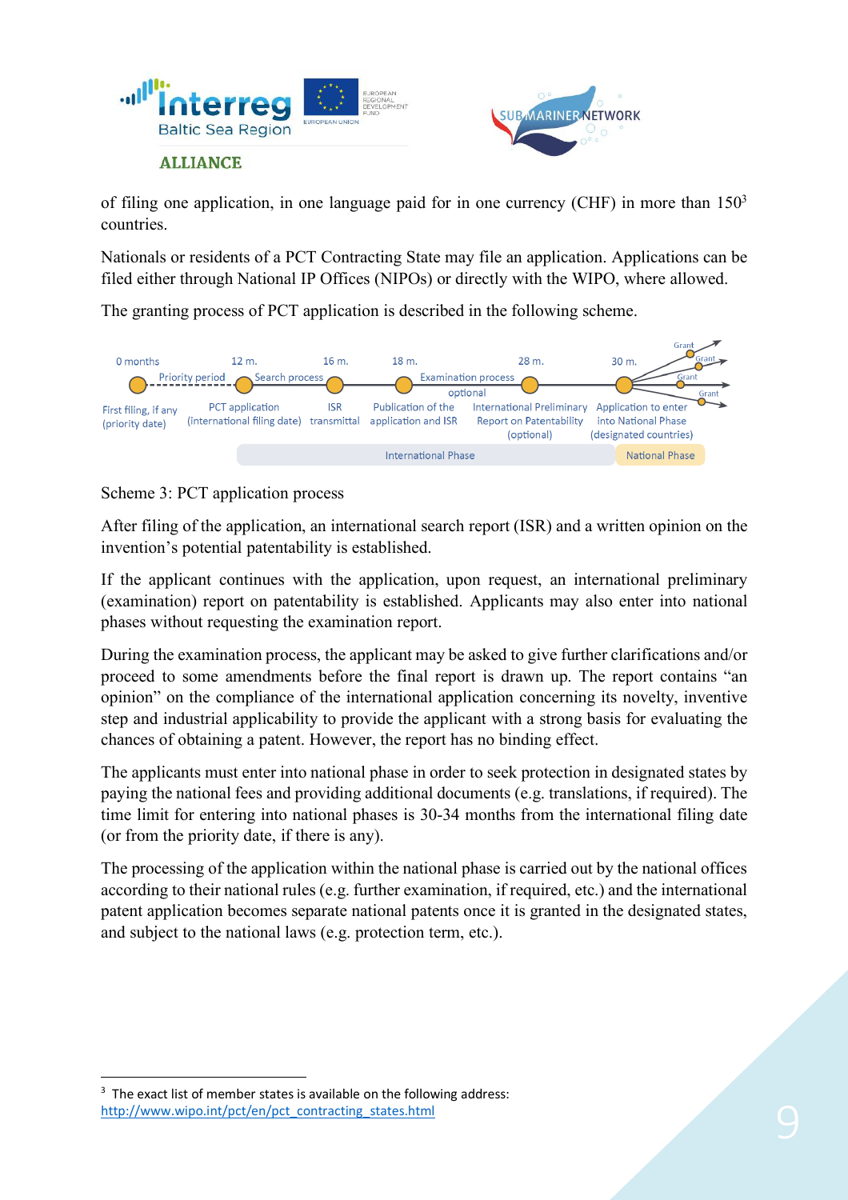of filing one application, in one language paid for in one currency (CHF) in more than 150[3] countries.

Nationals or residents of a PCT Contracting State may file an application. Applications can be filed either through National IP Offices (NIPOs) or directly with the WIPO, where allowed.

The granting process of PCT application is described in the following scheme.

Scheme 3: PCT application process

After filing of the application, an international search report (ISR) and a written opinion on the invention's potential patentability is established.

If the applicant continues with the application, upon request, an international preliminary (examination) report on patentability is established. Applicants may also enter into national phases without requesting the examination report.

During the examination process, the applicant may be asked to give further clarifications and/or proceed to some amendments before the final report is drawn up. The report contains "an opinion" on the compliance of the international application concerning its novelty, inventive step and industrial applicability to provide the applicant with a strong basis for evaluating the chances of obtaining a patent. However, the report has no binding effect.

The applicants must enter into national phase in order to seek protection in designated states by paying the national fees and providing additional documents (e.g. translations, if required). The time limit for entering into national phases is 30-34 months from the international filing date (or from the priority date, if there is any).

The processing of the application within the national phase is carried out by the national offices according to their national rules (e.g. further examination, if required, etc.) and the international patent application becomes separate national patents once it is granted in the designated states, and subject to the national laws (e.g. protection term, etc.).

[3] The exact list of member states is available on the following address: http://www.wipo.int/pct/en/pct_contracting_states.html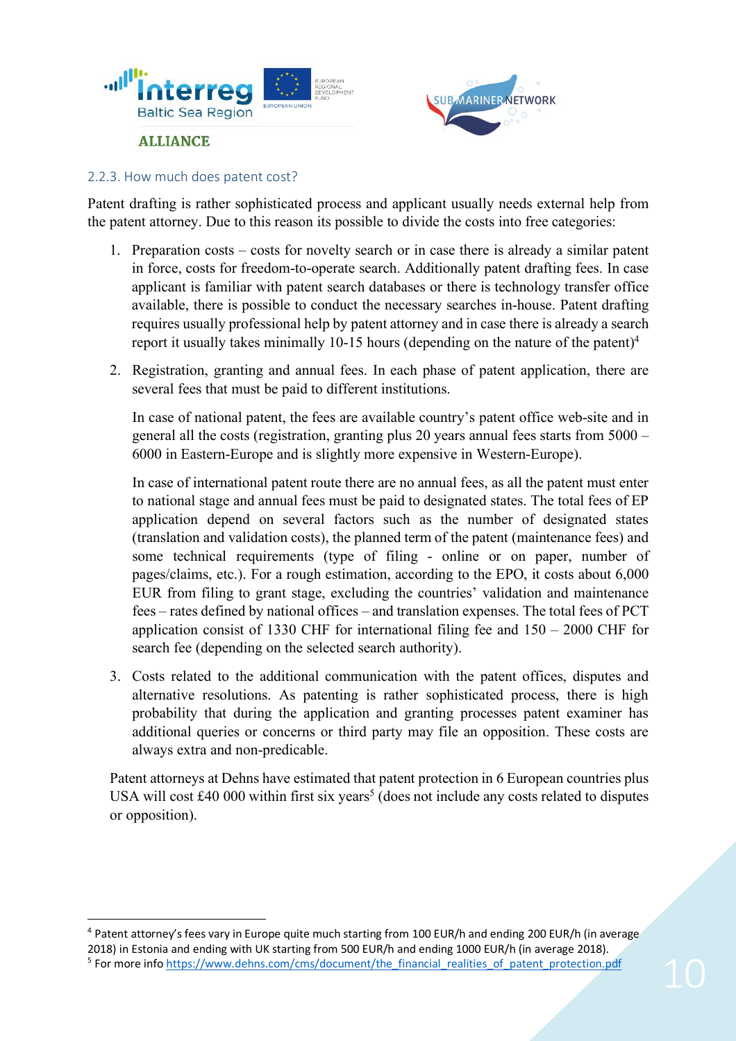### 2.2.3. How much does patent cost?

Patent drafting is rather sophisticated process and applicant usually needs external help from the patent attorney. Due to this reason its possible to divide the costs into free categories:

1. Preparation costs – costs for novelty search or in case there is already a similar patent in force, costs for freedom-to-operate search. Additionally patent drafting fees. In case applicant is familiar with patent search databases or there is technology transfer office available, there is possible to conduct the necessary searches in-house. Patent drafting requires usually professional help by patent attorney and in case there is already a search report it usually takes minimally 10-15 hours (depending on the nature of the patent)[4]

2. Registration, granting and annual fees. In each phase of patent application, there are several fees that must be paid to different institutions.

   In case of national patent, the fees are available country's patent office web-site and in general all the costs (registration, granting plus 20 years annual fees starts from 5000 – 6000 in Eastern-Europe and is slightly more expensive in Western-Europe).

   In case of international patent route there are no annual fees, as all the patent must enter to national stage and annual fees must be paid to designated states. The total fees of EP application depend on several factors such as the number of designated states (translation and validation costs), the planned term of the patent (maintenance fees) and some technical requirements (type of filing - online or on paper, number of pages/claims, etc.). For a rough estimation, according to the EPO, it costs about 6,000 EUR from filing to grant stage, excluding the countries' validation and maintenance fees – rates defined by national offices – and translation expenses. The total fees of PCT application consist of 1330 CHF for international filing fee and 150 – 2000 CHF for search fee (depending on the selected search authority).

3. Costs related to the additional communication with the patent offices, disputes and alternative resolutions. As patenting is rather sophisticated process, there is high probability that during the application and granting processes patent examiner has additional queries or concerns or third party may file an opposition. These costs are always extra and non-predicable.

Patent attorneys at Dehns have estimated that patent protection in 6 European countries plus USA will cost £40 000 within first six years[5] (does not include any costs related to disputes or opposition).

---

[4] Patent attorney's fees vary in Europe quite much starting from 100 EUR/h and ending 200 EUR/h (in average 2018) in Estonia and ending with UK starting from 500 EUR/h and ending 1000 EUR/h (in average 2018).

[5] For more info https://www.dehns.com/cms/document/the_financial_realities_of_patent_protection.pdf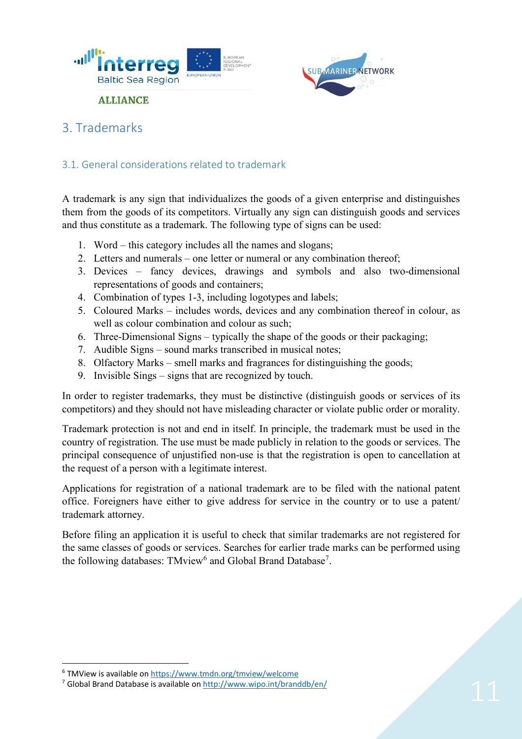# 3. Trademarks

## 3.1. General considerations related to trademark

A trademark is any sign that individualizes the goods of a given enterprise and distinguishes them from the goods of its competitors. Virtually any sign can distinguish goods and services and thus constitute as a trademark. The following type of signs can be used:

1. Word – this category includes all the names and slogans;
2. Letters and numerals – one letter or numeral or any combination thereof;
3. Devices – fancy devices, drawings and symbols and also two-dimensional representations of goods and containers;
4. Combination of types 1-3, including logotypes and labels;
5. Coloured Marks – includes words, devices and any combination thereof in colour, as well as colour combination and colour as such;
6. Three-Dimensional Signs – typically the shape of the goods or their packaging;
7. Audible Signs – sound marks transcribed in musical notes;
8. Olfactory Marks – smell marks and fragrances for distinguishing the goods;
9. Invisible Sings – signs that are recognized by touch.

In order to register trademarks, they must be distinctive (distinguish goods or services of its competitors) and they should not have misleading character or violate public order or morality.

Trademark protection is not and end in itself. In principle, the trademark must be used in the country of registration. The use must be made publicly in relation to the goods or services. The principal consequence of unjustified non-use is that the registration is open to cancellation at the request of a person with a legitimate interest.

Applications for registration of a national trademark are to be filed with the national patent office. Foreigners have either to give address for service in the country or to use a patent/ trademark attorney.

Before filing an application it is useful to check that similar trademarks are not registered for the same classes of goods or services. Searches for earlier trade marks can be performed using the following databases: TMview[6] and Global Brand Database[7].

---

[6] TMView is available on https://www.tmdn.org/tmview/welcome

[7] Global Brand Database is available on http://www.wipo.int/branddb/en/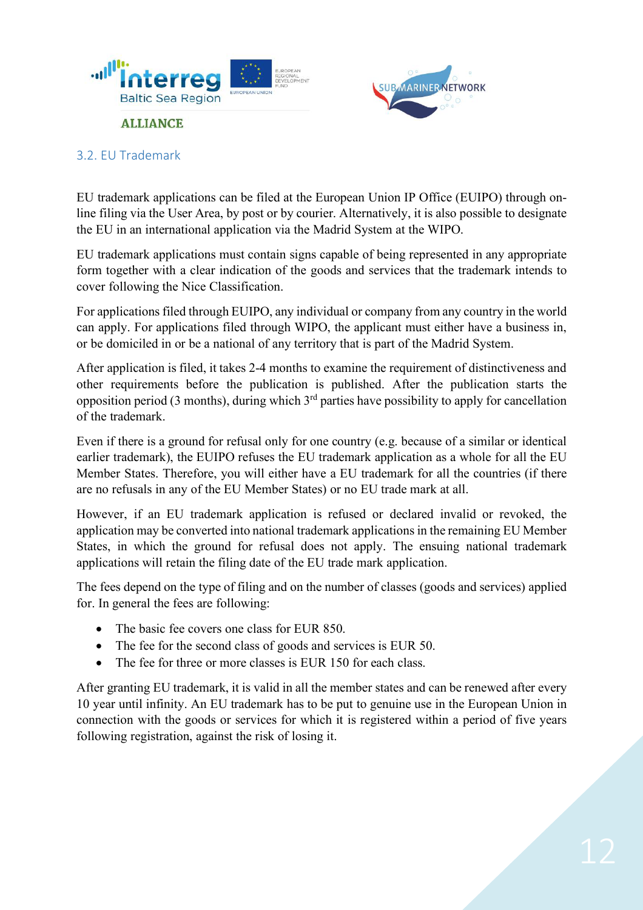### 3.2. EU Trademark

EU trademark applications can be filed at the European Union IP Office (EUIPO) through on-line filing via the User Area, by post or by courier. Alternatively, it is also possible to designate the EU in an international application via the Madrid System at the WIPO.

EU trademark applications must contain signs capable of being represented in any appropriate form together with a clear indication of the goods and services that the trademark intends to cover following the Nice Classification.

For applications filed through EUIPO, any individual or company from any country in the world can apply. For applications filed through WIPO, the applicant must either have a business in, or be domiciled in or be a national of any territory that is part of the Madrid System.

After application is filed, it takes 2-4 months to examine the requirement of distinctiveness and other requirements before the publication is published. After the publication starts the opposition period (3 months), during which 3rd parties have possibility to apply for cancellation of the trademark.

Even if there is a ground for refusal only for one country (e.g. because of a similar or identical earlier trademark), the EUIPO refuses the EU trademark application as a whole for all the EU Member States. Therefore, you will either have a EU trademark for all the countries (if there are no refusals in any of the EU Member States) or no EU trade mark at all.

However, if an EU trademark application is refused or declared invalid or revoked, the application may be converted into national trademark applications in the remaining EU Member States, in which the ground for refusal does not apply. The ensuing national trademark applications will retain the filing date of the EU trade mark application.

The fees depend on the type of filing and on the number of classes (goods and services) applied for. In general the fees are following:

- The basic fee covers one class for EUR 850.
- The fee for the second class of goods and services is EUR 50.
- The fee for three or more classes is EUR 150 for each class.

After granting EU trademark, it is valid in all the member states and can be renewed after every 10 year until infinity. An EU trademark has to be put to genuine use in the European Union in connection with the goods or services for which it is registered within a period of five years following registration, against the risk of losing it.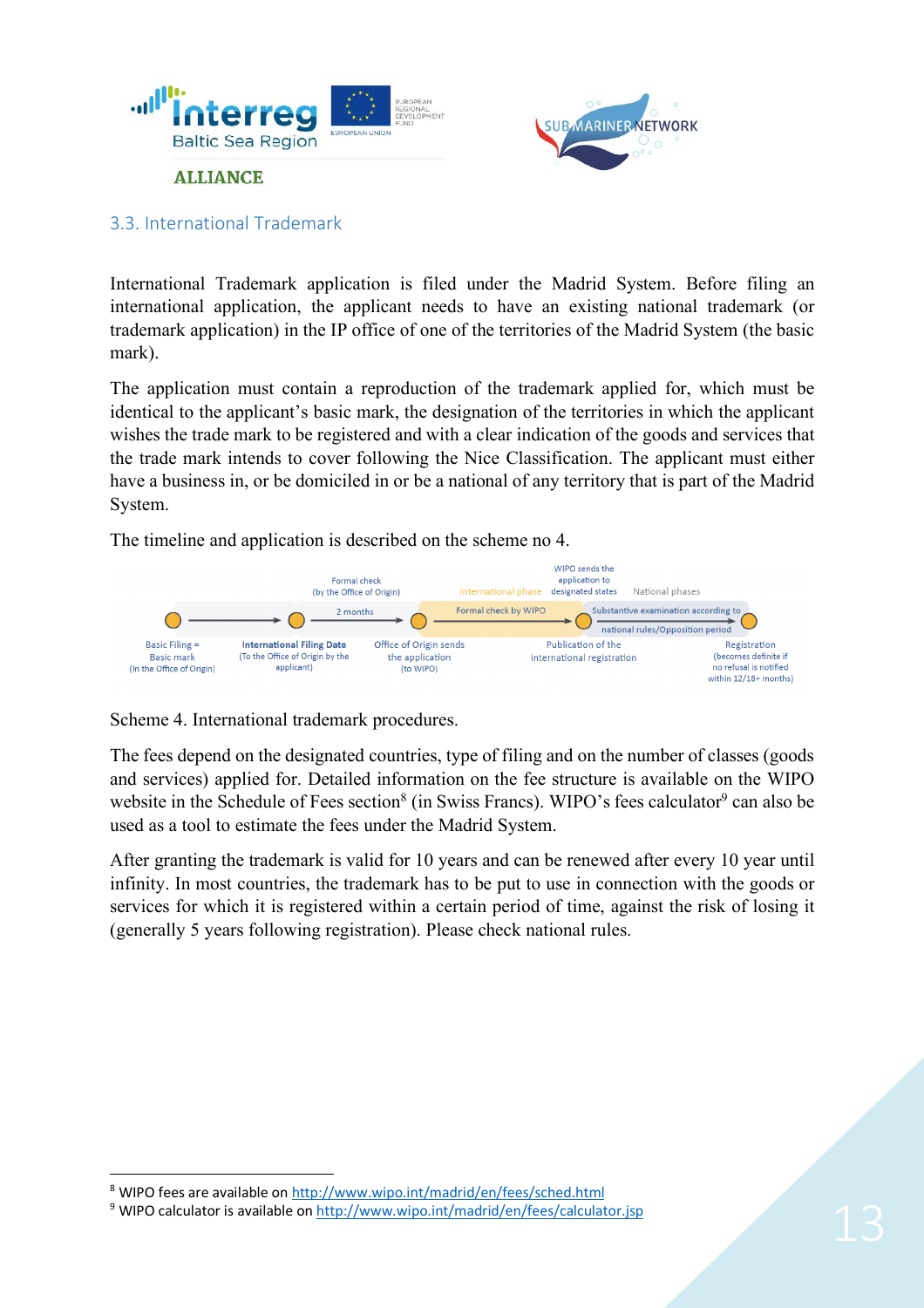### 3.3. International Trademark

International Trademark application is filed under the Madrid System. Before filing an international application, the applicant needs to have an existing national trademark (or trademark application) in the IP office of one of the territories of the Madrid System (the basic mark).

The application must contain a reproduction of the trademark applied for, which must be identical to the applicant's basic mark, the designation of the territories in which the applicant wishes the trade mark to be registered and with a clear indication of the goods and services that the trade mark intends to cover following the Nice Classification. The applicant must either have a business in, or be domiciled in or be a national of any territory that is part of the Madrid System.

The timeline and application is described on the scheme no 4.

Formal check (by the Office of Origin)

International phase

WIPO sends the application to designated states

National phases

2 months

Formal check by WIPO

Substantive examination according to national rules/Opposition period

Basic Filing = Basic mark (In the Office of Origin)

**International Filing Date** (To the Office of Origin by the applicant)

Office of Origin sends the application (to WIPO)

Publication of the international registration

Registration (becomes definite if no refusal is notified within 12/18+ months)

Scheme 4. International trademark procedures.

The fees depend on the designated countries, type of filing and on the number of classes (goods and services) applied for. Detailed information on the fee structure is available on the WIPO website in the Schedule of Fees section[8] (in Swiss Francs). WIPO's fees calculator[9] can also be used as a tool to estimate the fees under the Madrid System.

After granting the trademark is valid for 10 years and can be renewed after every 10 year until infinity. In most countries, the trademark has to be put to use in connection with the goods or services for which it is registered within a certain period of time, against the risk of losing it (generally 5 years following registration). Please check national rules.

[8] WIPO fees are available on http://www.wipo.int/madrid/en/fees/sched.html

[9] WIPO calculator is available on http://www.wipo.int/madrid/en/fees/calculator.jsp